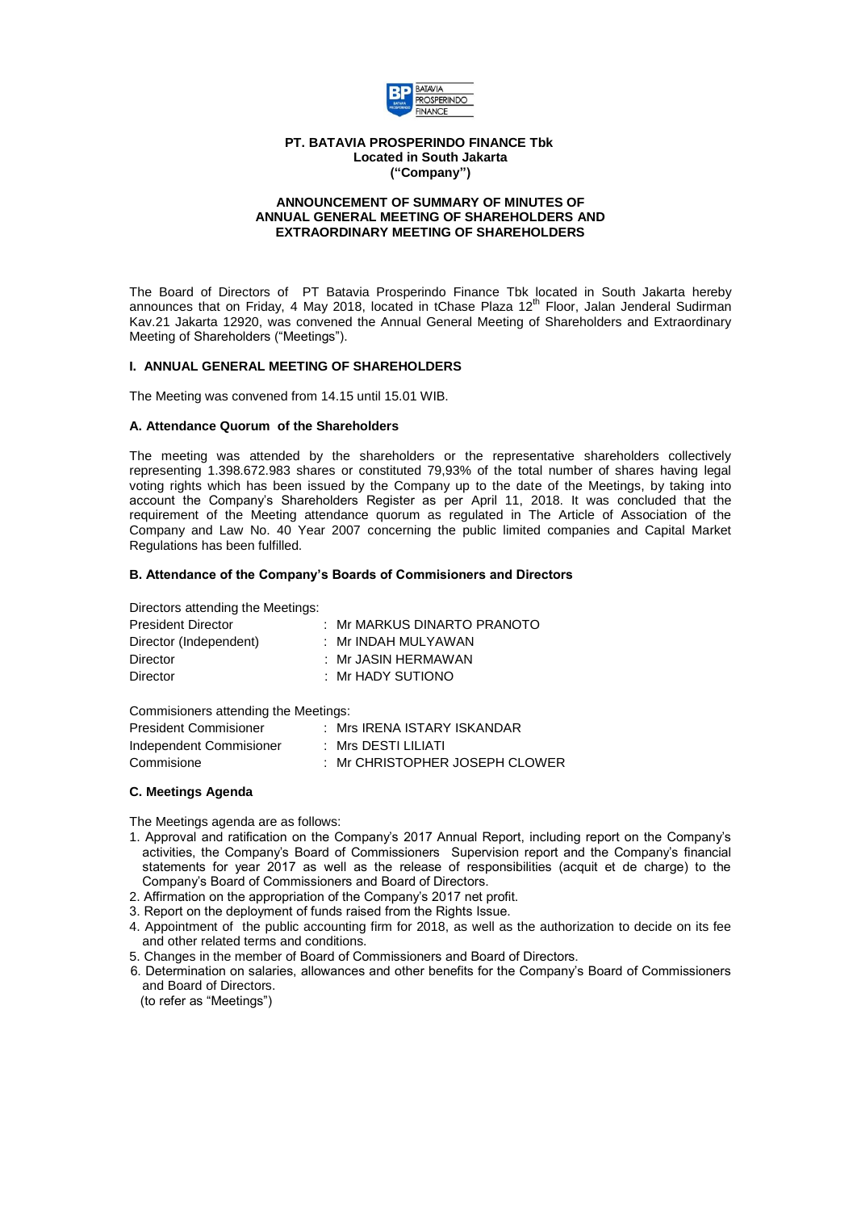**PT. BATAVIA PROSPERINDO FINANCE Tbk**
**Located in South Jakarta**
**("Company")**

**ANNOUNCEMENT OF SUMMARY OF MINUTES OF ANNUAL GENERAL MEETING OF SHAREHOLDERS AND EXTRAORDINARY MEETING OF SHAREHOLDERS**

The Board of Directors of PT Batavia Prosperindo Finance Tbk located in South Jakarta hereby announces that on Friday, 4 May 2018, located in tChase Plaza 12th Floor, Jalan Jenderal Sudirman Kav.21 Jakarta 12920, was convened the Annual General Meeting of Shareholders and Extraordinary Meeting of Shareholders ("Meetings").

## I. ANNUAL GENERAL MEETING OF SHAREHOLDERS

The Meeting was convened from 14.15 until 15.01 WIB.

### A. Attendance Quorum of the Shareholders

The meeting was attended by the shareholders or the representative shareholders collectively representing 1.398.672.983 shares or constituted 79,93% of the total number of shares having legal voting rights which has been issued by the Company up to the date of the Meetings, by taking into account the Company's Shareholders Register as per April 11, 2018. It was concluded that the requirement of the Meeting attendance quorum as regulated in The Article of Association of the Company and Law No. 40 Year 2007 concerning the public limited companies and Capital Market Regulations has been fulfilled.

### B. Attendance of the Company's Boards of Commisioners and Directors

Directors attending the Meetings:

| | |
|---|---|
| President Director | : Mr MARKUS DINARTO PRANOTO |
| Director (Independent) | : Mr INDAH MULYAWAN |
| Director | : Mr JASIN HERMAWAN |
| Director | : Mr HADY SUTIONO |

Commisioners attending the Meetings:

| | |
|---|---|
| President Commisioner | : Mrs IRENA ISTARY ISKANDAR |
| Independent Commisioner | : Mrs DESTI LILIATI |
| Commisione | : Mr CHRISTOPHER JOSEPH CLOWER |

### C. Meetings Agenda

The Meetings agenda are as follows:

1. Approval and ratification on the Company's 2017 Annual Report, including report on the Company's activities, the Company's Board of Commissioners Supervision report and the Company's financial statements for year 2017 as well as the release of responsibilities (acquit et de charge) to the Company's Board of Commissioners and Board of Directors.
2. Affirmation on the appropriation of the Company's 2017 net profit.
3. Report on the deployment of funds raised from the Rights Issue.
4. Appointment of the public accounting firm for 2018, as well as the authorization to decide on its fee and other related terms and conditions.
5. Changes in the member of Board of Commissioners and Board of Directors.
6. Determination on salaries, allowances and other benefits for the Company's Board of Commissioners and Board of Directors.

(to refer as "Meetings")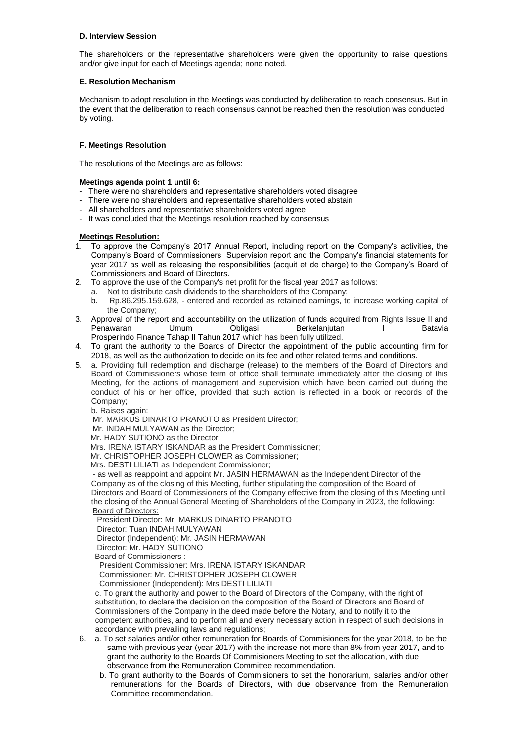**D. Interview Session**

The shareholders or the representative shareholders were given the opportunity to raise questions and/or give input for each of Meetings agenda; none noted.

**E. Resolution Mechanism**

Mechanism to adopt resolution in the Meetings was conducted by deliberation to reach consensus. But in the event that the deliberation to reach consensus cannot be reached then the resolution was conducted by voting.

**F. Meetings Resolution**

The resolutions of the Meetings are as follows:

**Meetings agenda point 1 until 6:**

- There were no shareholders and representative shareholders voted disagree
- There were no shareholders and representative shareholders voted abstain
- All shareholders and representative shareholders voted agree
- It was concluded that the Meetings resolution reached by consensus

**Meetings Resolution:**

1. To approve the Company's 2017 Annual Report, including report on the Company's activities, the Company's Board of Commissioners Supervision report and the Company's financial statements for year 2017 as well as releasing the responsibilities (acquit et de charge) to the Company's Board of Commissioners and Board of Directors.
2. To approve the use of the Company's net profit for the fiscal year 2017 as follows:
   a. Not to distribute cash dividends to the shareholders of the Company;
   b. Rp.86.295.159.628, - entered and recorded as retained earnings, to increase working capital of the Company;
3. Approval of the report and accountability on the utilization of funds acquired from Rights Issue II and Penawaran Umum Obligasi Berkelanjutan I Batavia Prosperindo Finance Tahap II Tahun 2017 which has been fully utilized.
4. To grant the authority to the Boards of Director the appointment of the public accounting firm for 2018, as well as the authorization to decide on its fee and other related terms and conditions.
5. a. Providing full redemption and discharge (release) to the members of the Board of Directors and Board of Commissioners whose term of office shall terminate immediately after the closing of this Meeting, for the actions of management and supervision which have been carried out during the conduct of his or her office, provided that such action is reflected in a book or records of the Company;

   b. Raises again:

   Mr. MARKUS DINARTO PRANOTO as President Director;
   Mr. INDAH MULYAWAN as the Director;
   Mr. HADY SUTIONO as the Director;
   Mrs. IRENA ISTARY ISKANDAR as the President Commissioner;
   Mr. CHRISTOPHER JOSEPH CLOWER as Commissioner;
   Mrs. DESTI LILIATI as Independent Commissioner;

   - as well as reappoint and appoint Mr. JASIN HERMAWAN as the Independent Director of the Company as of the closing of this Meeting, further stipulating the composition of the Board of Directors and Board of Commissioners of the Company effective from the closing of this Meeting until the closing of the Annual General Meeting of Shareholders of the Company in 2023, the following:

   Board of Directors:
   President Director: Mr. MARKUS DINARTO PRANOTO
   Director: Tuan INDAH MULYAWAN
   Director (Independent): Mr. JASIN HERMAWAN
   Director: Mr. HADY SUTIONO

   Board of Commissioners :
   President Commissioner: Mrs. IRENA ISTARY ISKANDAR
   Commissioner: Mr. CHRISTOPHER JOSEPH CLOWER
   Commissioner (Independent): Mrs DESTI LILIATI

   c. To grant the authority and power to the Board of Directors of the Company, with the right of substitution, to declare the decision on the composition of the Board of Directors and Board of Commissioners of the Company in the deed made before the Notary, and to notify it to the competent authorities, and to perform all and every necessary action in respect of such decisions in accordance with prevailing laws and regulations;
6. a. To set salaries and/or other remuneration for Boards of Commisioners for the year 2018, to be the same with previous year (year 2017) with the increase not more than 8% from year 2017, and to grant the authority to the Boards Of Commisioners Meeting to set the allocation, with due observance from the Remuneration Committee recommendation.

   b. To grant authority to the Boards of Commisioners to set the honorarium, salaries and/or other remunerations for the Boards of Directors, with due observance from the Remuneration Committee recommendation.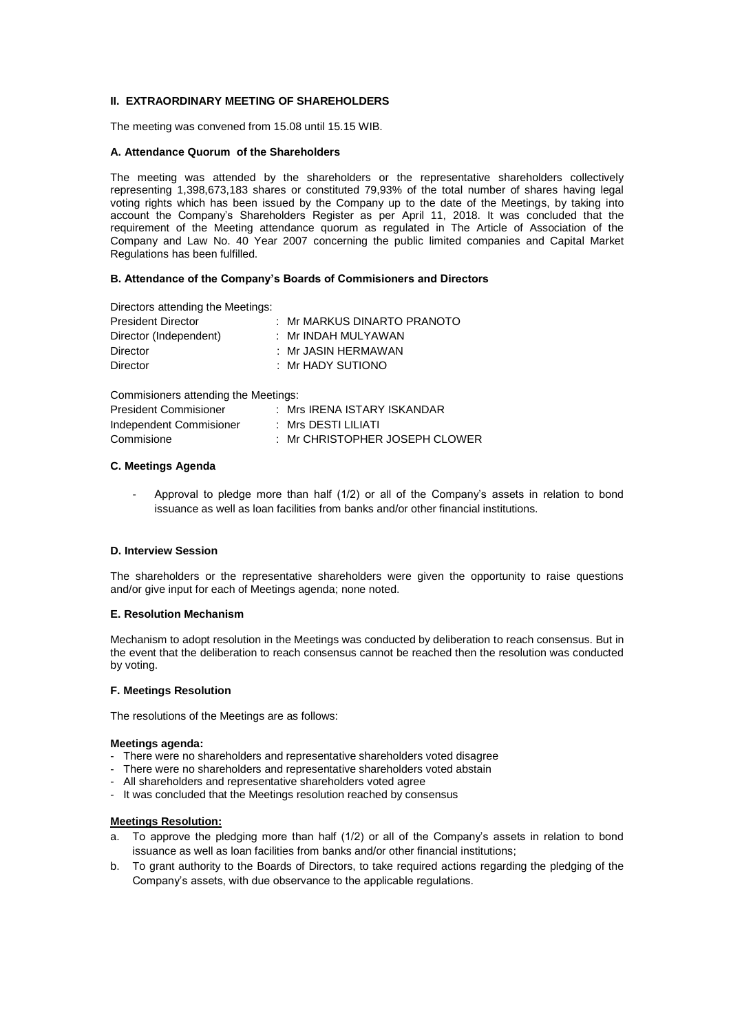## II. EXTRAORDINARY MEETING OF SHAREHOLDERS

The meeting was convened from 15.08 until 15.15 WIB.

### A. Attendance Quorum of the Shareholders

The meeting was attended by the shareholders or the representative shareholders collectively representing 1,398,673,183 shares or constituted 79,93% of the total number of shares having legal voting rights which has been issued by the Company up to the date of the Meetings, by taking into account the Company's Shareholders Register as per April 11, 2018. It was concluded that the requirement of the Meeting attendance quorum as regulated in The Article of Association of the Company and Law No. 40 Year 2007 concerning the public limited companies and Capital Market Regulations has been fulfilled.

### B. Attendance of the Company's Boards of Commisioners and Directors

Directors attending the Meetings:

| | |
|---|---|
| President Director | : Mr MARKUS DINARTO PRANOTO |
| Director (Independent) | : Mr INDAH MULYAWAN |
| Director | : Mr JASIN HERMAWAN |
| Director | : Mr HADY SUTIONO |

Commisioners attending the Meetings:

| | |
|---|---|
| President Commisioner | : Mrs IRENA ISTARY ISKANDAR |
| Independent Commisioner | : Mrs DESTI LILIATI |
| Commisione | : Mr CHRISTOPHER JOSEPH CLOWER |

### C. Meetings Agenda

- Approval to pledge more than half (1/2) or all of the Company's assets in relation to bond issuance as well as loan facilities from banks and/or other financial institutions.

### D. Interview Session

The shareholders or the representative shareholders were given the opportunity to raise questions and/or give input for each of Meetings agenda; none noted.

### E. Resolution Mechanism

Mechanism to adopt resolution in the Meetings was conducted by deliberation to reach consensus. But in the event that the deliberation to reach consensus cannot be reached then the resolution was conducted by voting.

### F. Meetings Resolution

The resolutions of the Meetings are as follows:

**Meetings agenda:**

- There were no shareholders and representative shareholders voted disagree
- There were no shareholders and representative shareholders voted abstain
- All shareholders and representative shareholders voted agree
- It was concluded that the Meetings resolution reached by consensus

**Meetings Resolution:**

a. To approve the pledging more than half (1/2) or all of the Company's assets in relation to bond issuance as well as loan facilities from banks and/or other financial institutions;

b. To grant authority to the Boards of Directors, to take required actions regarding the pledging of the Company's assets, with due observance to the applicable regulations.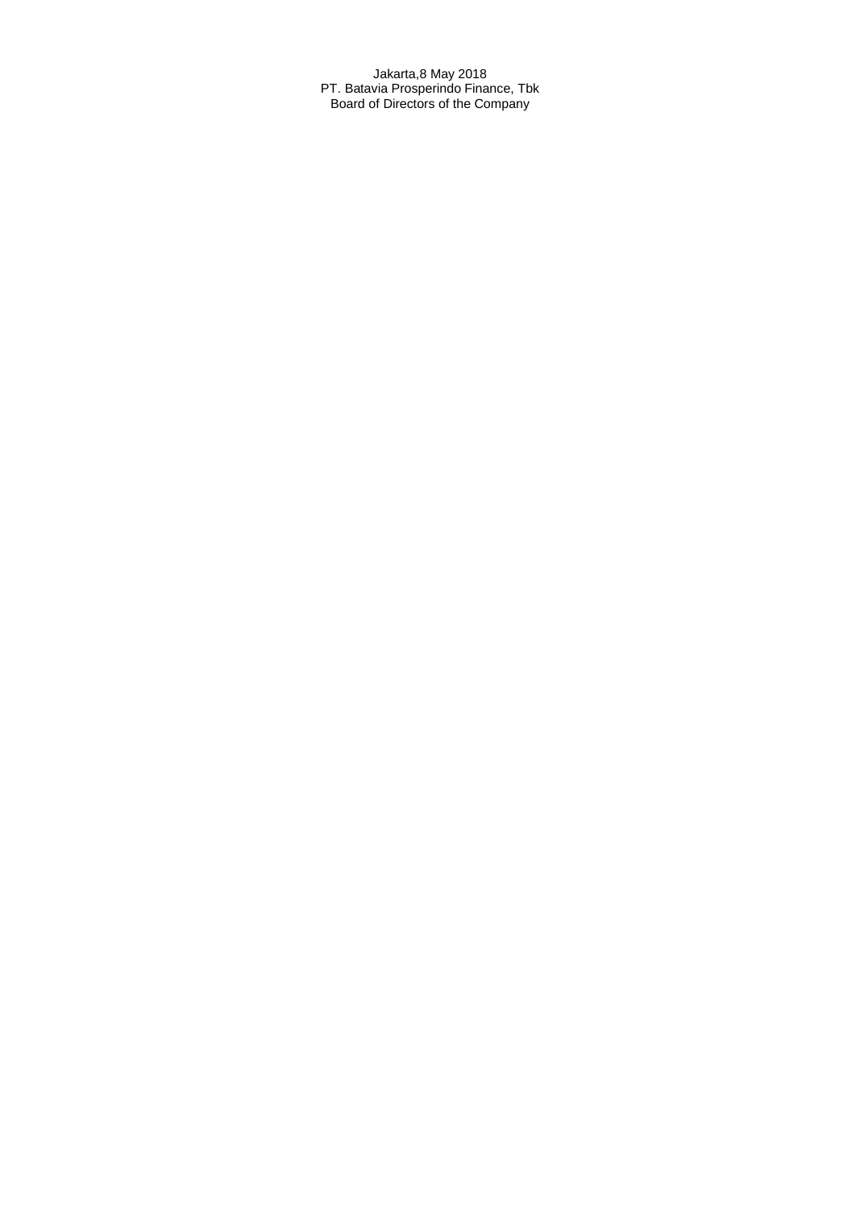Jakarta,8 May 2018

PT. Batavia Prosperindo Finance, Tbk

Board of Directors of the Company